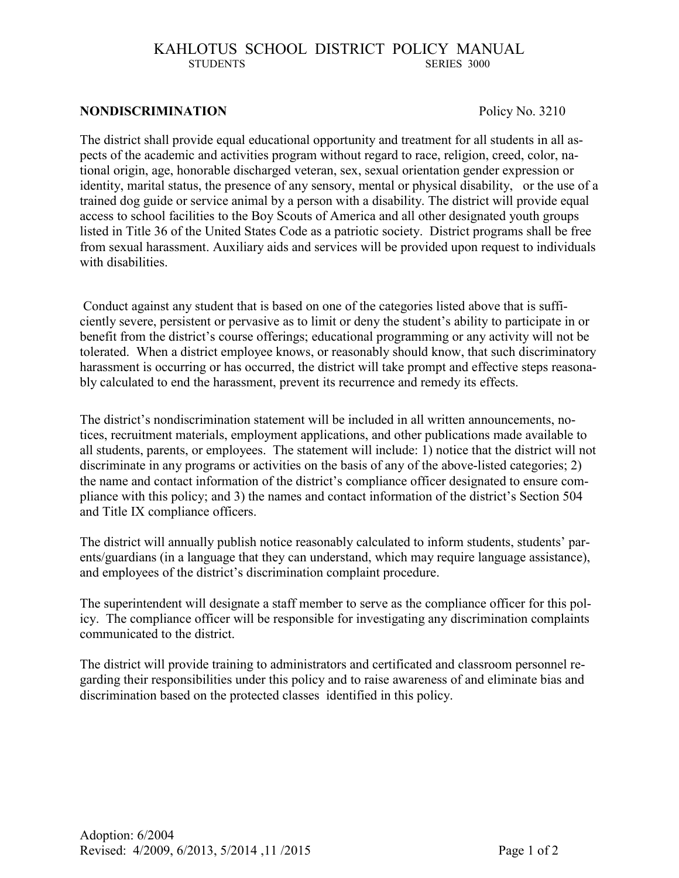# KAHLOTUS SCHOOL DISTRICT POLICY MANUAL

STUDENTS SERIES 3000

**NONDISCRIMINATION** Policy No. 3210

The district shall provide equal educational opportunity and treatment for all students in all aspects of the academic and activities program without regard to race, religion, creed, color, national origin, age, honorable discharged veteran, sex, sexual orientation gender expression or identity, marital status, the presence of any sensory, mental or physical disability, or the use of a trained dog guide or service animal by a person with a disability. The district will provide equal access to school facilities to the Boy Scouts of America and all other designated youth groups listed in Title 36 of the United States Code as a patriotic society. District programs shall be free from sexual harassment. Auxiliary aids and services will be provided upon request to individuals with disabilities.

Conduct against any student that is based on one of the categories listed above that is sufficiently severe, persistent or pervasive as to limit or deny the student's ability to participate in or benefit from the district's course offerings; educational programming or any activity will not be tolerated. When a district employee knows, or reasonably should know, that such discriminatory harassment is occurring or has occurred, the district will take prompt and effective steps reasonably calculated to end the harassment, prevent its recurrence and remedy its effects.

The district's nondiscrimination statement will be included in all written announcements, notices, recruitment materials, employment applications, and other publications made available to all students, parents, or employees. The statement will include: 1) notice that the district will not discriminate in any programs or activities on the basis of any of the above-listed categories; 2) the name and contact information of the district's compliance officer designated to ensure compliance with this policy; and 3) the names and contact information of the district's Section 504 and Title IX compliance officers.

The district will annually publish notice reasonably calculated to inform students, students' parents/guardians (in a language that they can understand, which may require language assistance), and employees of the district's discrimination complaint procedure.

The superintendent will designate a staff member to serve as the compliance officer for this policy. The compliance officer will be responsible for investigating any discrimination complaints communicated to the district.

The district will provide training to administrators and certificated and classroom personnel regarding their responsibilities under this policy and to raise awareness of and eliminate bias and discrimination based on the protected classes identified in this policy.

Adoption: 6/2004
Revised: 4/2009, 6/2013, 5/2014 ,11 /2015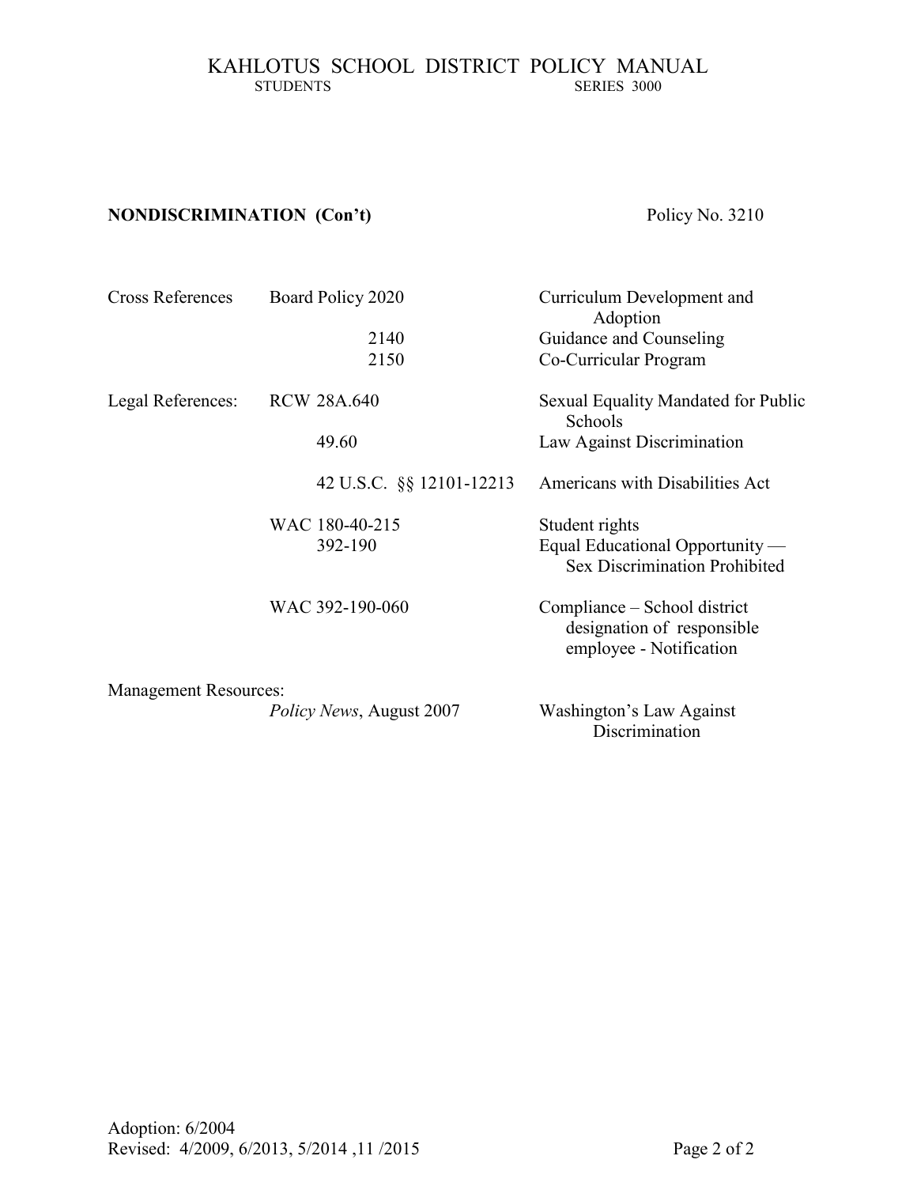## NONDISCRIMINATION (Con't) — Policy No. 3210

| | | |
|---|---|---|
| Cross References | Board Policy 2020 | Curriculum Development and Adoption |
| | 2140 | Guidance and Counseling |
| | 2150 | Co-Curricular Program |
| Legal References: | RCW 28A.640 | Sexual Equality Mandated for Public Schools |
| | 49.60 | Law Against Discrimination |
| | 42 U.S.C. §§ 12101-12213 | Americans with Disabilities Act |
| | WAC 180-40-215 | Student rights |
| | 392-190 | Equal Educational Opportunity — Sex Discrimination Prohibited |
| | WAC 392-190-060 | Compliance – School district designation of responsible employee - Notification |
| Management Resources: | *Policy News*, August 2007 | Washington's Law Against Discrimination |

Adoption: 6/2004
Revised: 4/2009, 6/2013, 5/2014 ,11 /2015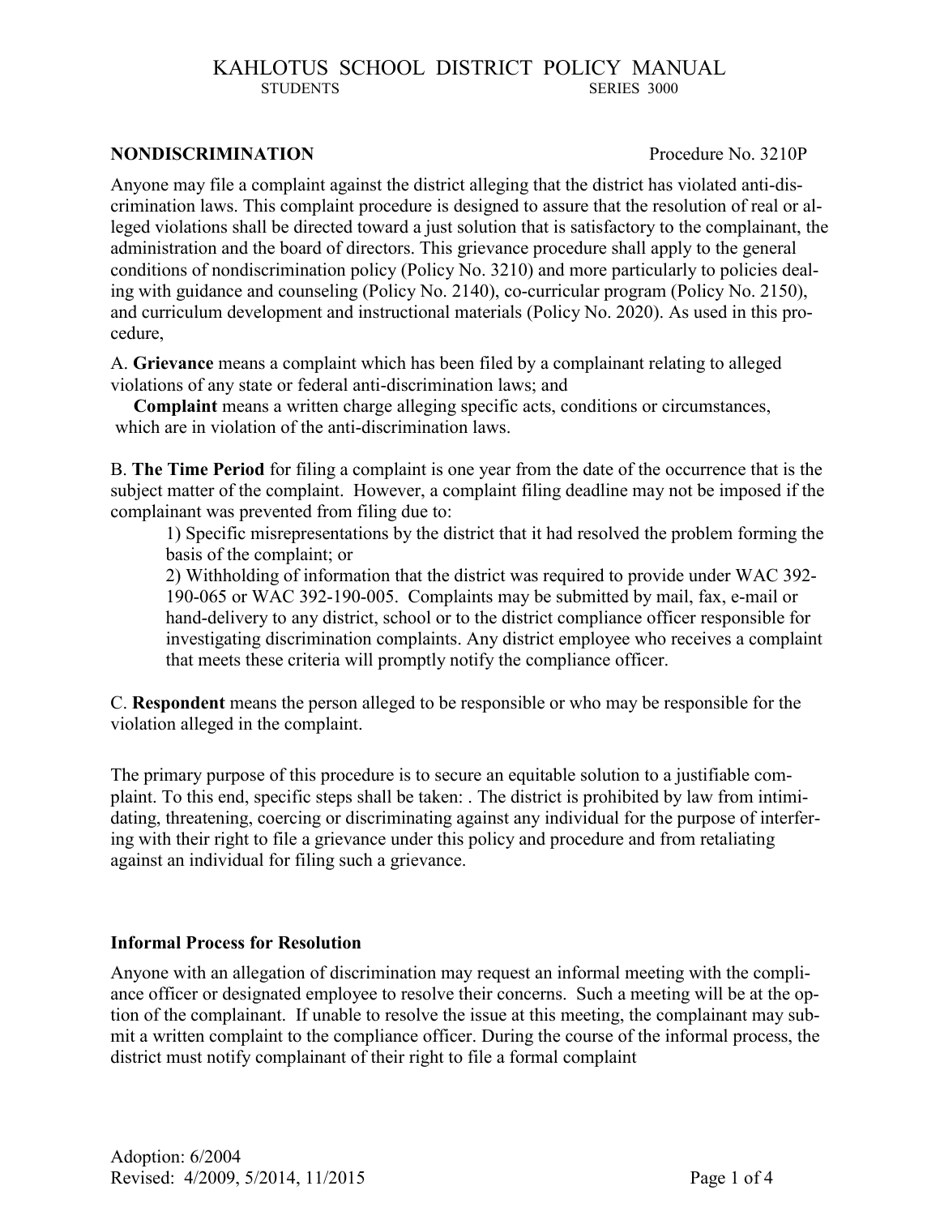## NONDISCRIMINATION

Procedure No. 3210P

Anyone may file a complaint against the district alleging that the district has violated anti-discrimination laws. This complaint procedure is designed to assure that the resolution of real or alleged violations shall be directed toward a just solution that is satisfactory to the complainant, the administration and the board of directors. This grievance procedure shall apply to the general conditions of nondiscrimination policy (Policy No. 3210) and more particularly to policies dealing with guidance and counseling (Policy No. 2140), co-curricular program (Policy No. 2150), and curriculum development and instructional materials (Policy No. 2020). As used in this procedure,

A. **Grievance** means a complaint which has been filed by a complainant relating to alleged violations of any state or federal anti-discrimination laws; and

**Complaint** means a written charge alleging specific acts, conditions or circumstances, which are in violation of the anti-discrimination laws.

B. **The Time Period** for filing a complaint is one year from the date of the occurrence that is the subject matter of the complaint. However, a complaint filing deadline may not be imposed if the complainant was prevented from filing due to:

1) Specific misrepresentations by the district that it had resolved the problem forming the basis of the complaint; or

2) Withholding of information that the district was required to provide under WAC 392-190-065 or WAC 392-190-005. Complaints may be submitted by mail, fax, e-mail or hand-delivery to any district, school or to the district compliance officer responsible for investigating discrimination complaints. Any district employee who receives a complaint that meets these criteria will promptly notify the compliance officer.

C. **Respondent** means the person alleged to be responsible or who may be responsible for the violation alleged in the complaint.

The primary purpose of this procedure is to secure an equitable solution to a justifiable complaint. To this end, specific steps shall be taken: . The district is prohibited by law from intimidating, threatening, coercing or discriminating against any individual for the purpose of interfering with their right to file a grievance under this policy and procedure and from retaliating against an individual for filing such a grievance.

### Informal Process for Resolution

Anyone with an allegation of discrimination may request an informal meeting with the compliance officer or designated employee to resolve their concerns. Such a meeting will be at the option of the complainant. If unable to resolve the issue at this meeting, the complainant may submit a written complaint to the compliance officer. During the course of the informal process, the district must notify complainant of their right to file a formal complaint

Adoption: 6/2004
Revised: 4/2009, 5/2014, 11/2015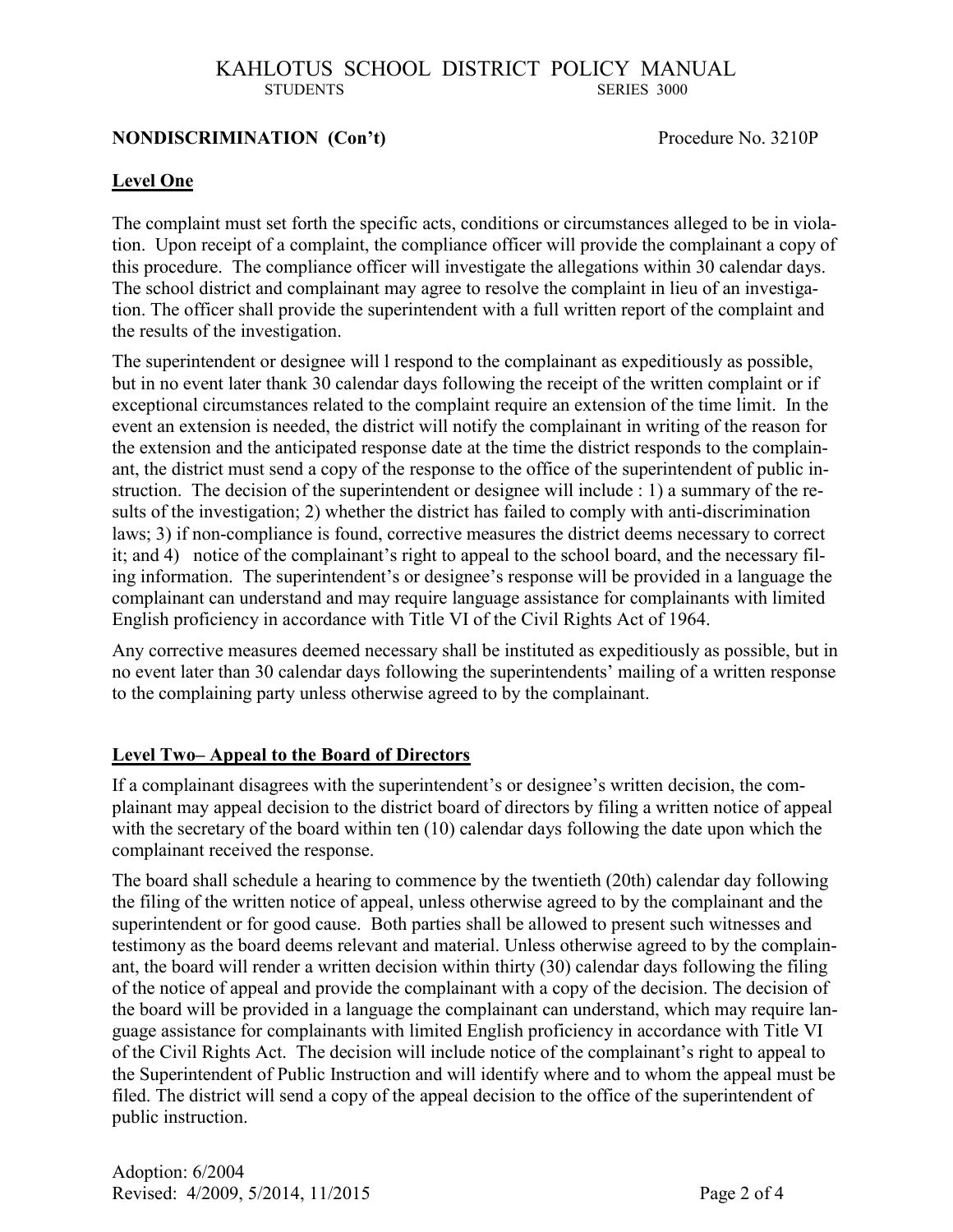**NONDISCRIMINATION (Con't)** Procedure No. 3210P

## Level One

The complaint must set forth the specific acts, conditions or circumstances alleged to be in violation. Upon receipt of a complaint, the compliance officer will provide the complainant a copy of this procedure. The compliance officer will investigate the allegations within 30 calendar days. The school district and complainant may agree to resolve the complaint in lieu of an investigation. The officer shall provide the superintendent with a full written report of the complaint and the results of the investigation.

The superintendent or designee will l respond to the complainant as expeditiously as possible, but in no event later thank 30 calendar days following the receipt of the written complaint or if exceptional circumstances related to the complaint require an extension of the time limit. In the event an extension is needed, the district will notify the complainant in writing of the reason for the extension and the anticipated response date at the time the district responds to the complainant, the district must send a copy of the response to the office of the superintendent of public instruction. The decision of the superintendent or designee will include : 1) a summary of the results of the investigation; 2) whether the district has failed to comply with anti-discrimination laws; 3) if non-compliance is found, corrective measures the district deems necessary to correct it; and 4) notice of the complainant's right to appeal to the school board, and the necessary filing information. The superintendent's or designee's response will be provided in a language the complainant can understand and may require language assistance for complainants with limited English proficiency in accordance with Title VI of the Civil Rights Act of 1964.

Any corrective measures deemed necessary shall be instituted as expeditiously as possible, but in no event later than 30 calendar days following the superintendents' mailing of a written response to the complaining party unless otherwise agreed to by the complainant.

## Level Two– Appeal to the Board of Directors

If a complainant disagrees with the superintendent's or designee's written decision, the complainant may appeal decision to the district board of directors by filing a written notice of appeal with the secretary of the board within ten (10) calendar days following the date upon which the complainant received the response.

The board shall schedule a hearing to commence by the twentieth (20th) calendar day following the filing of the written notice of appeal, unless otherwise agreed to by the complainant and the superintendent or for good cause. Both parties shall be allowed to present such witnesses and testimony as the board deems relevant and material. Unless otherwise agreed to by the complainant, the board will render a written decision within thirty (30) calendar days following the filing of the notice of appeal and provide the complainant with a copy of the decision. The decision of the board will be provided in a language the complainant can understand, which may require language assistance for complainants with limited English proficiency in accordance with Title VI of the Civil Rights Act. The decision will include notice of the complainant's right to appeal to the Superintendent of Public Instruction and will identify where and to whom the appeal must be filed. The district will send a copy of the appeal decision to the office of the superintendent of public instruction.

Adoption: 6/2004
Revised: 4/2009, 5/2014, 11/2015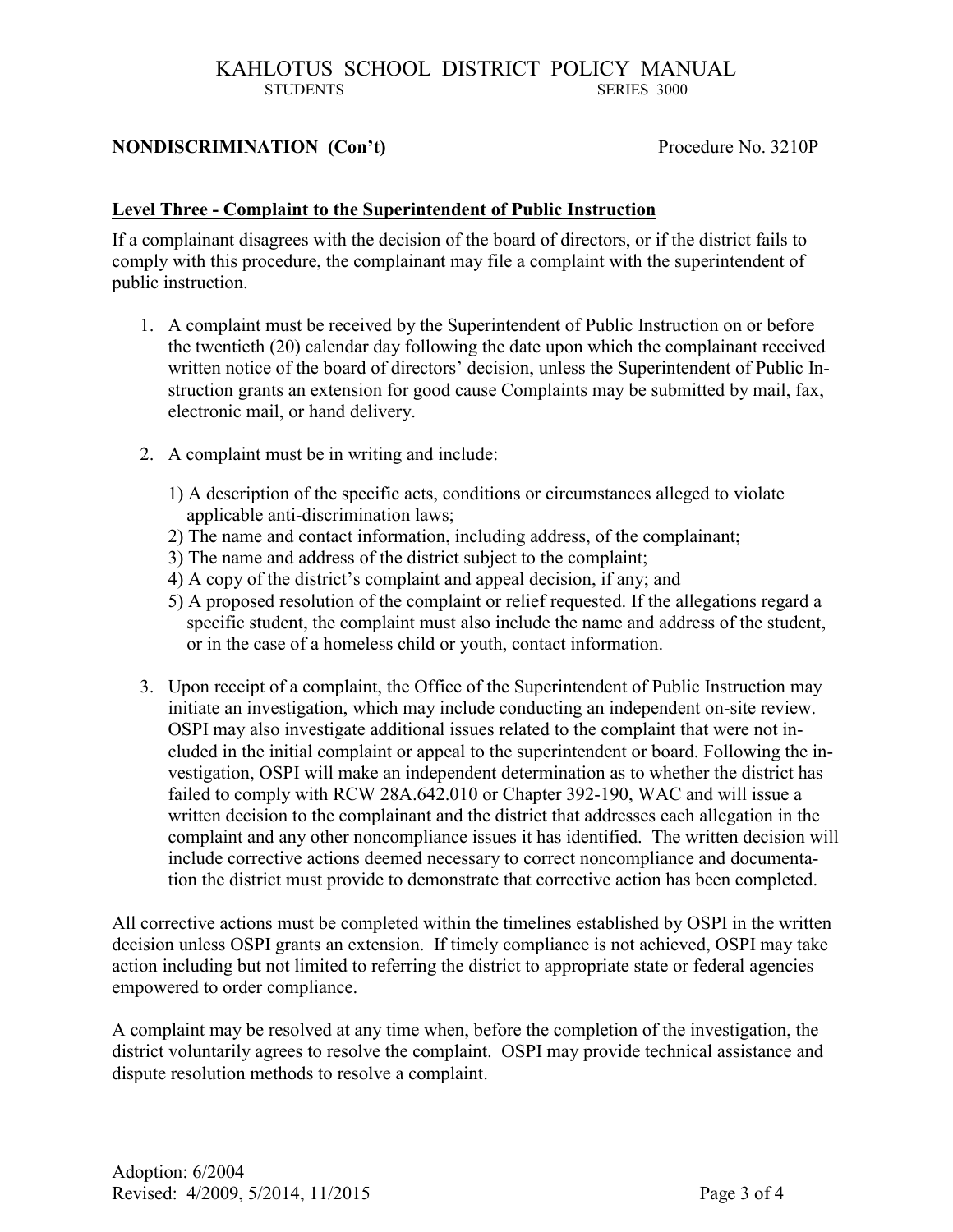## NONDISCRIMINATION (Con't) Procedure No. 3210P

### Level Three - Complaint to the Superintendent of Public Instruction

If a complainant disagrees with the decision of the board of directors, or if the district fails to comply with this procedure, the complainant may file a complaint with the superintendent of public instruction.

1. A complaint must be received by the Superintendent of Public Instruction on or before the twentieth (20) calendar day following the date upon which the complainant received written notice of the board of directors' decision, unless the Superintendent of Public Instruction grants an extension for good cause Complaints may be submitted by mail, fax, electronic mail, or hand delivery.

2. A complaint must be in writing and include:

   1) A description of the specific acts, conditions or circumstances alleged to violate applicable anti-discrimination laws;
   2) The name and contact information, including address, of the complainant;
   3) The name and address of the district subject to the complaint;
   4) A copy of the district's complaint and appeal decision, if any; and
   5) A proposed resolution of the complaint or relief requested. If the allegations regard a specific student, the complaint must also include the name and address of the student, or in the case of a homeless child or youth, contact information.

3. Upon receipt of a complaint, the Office of the Superintendent of Public Instruction may initiate an investigation, which may include conducting an independent on-site review. OSPI may also investigate additional issues related to the complaint that were not included in the initial complaint or appeal to the superintendent or board. Following the investigation, OSPI will make an independent determination as to whether the district has failed to comply with RCW 28A.642.010 or Chapter 392-190, WAC and will issue a written decision to the complainant and the district that addresses each allegation in the complaint and any other noncompliance issues it has identified. The written decision will include corrective actions deemed necessary to correct noncompliance and documentation the district must provide to demonstrate that corrective action has been completed.

All corrective actions must be completed within the timelines established by OSPI in the written decision unless OSPI grants an extension. If timely compliance is not achieved, OSPI may take action including but not limited to referring the district to appropriate state or federal agencies empowered to order compliance.

A complaint may be resolved at any time when, before the completion of the investigation, the district voluntarily agrees to resolve the complaint. OSPI may provide technical assistance and dispute resolution methods to resolve a complaint.

Adoption: 6/2004
Revised: 4/2009, 5/2014, 11/2015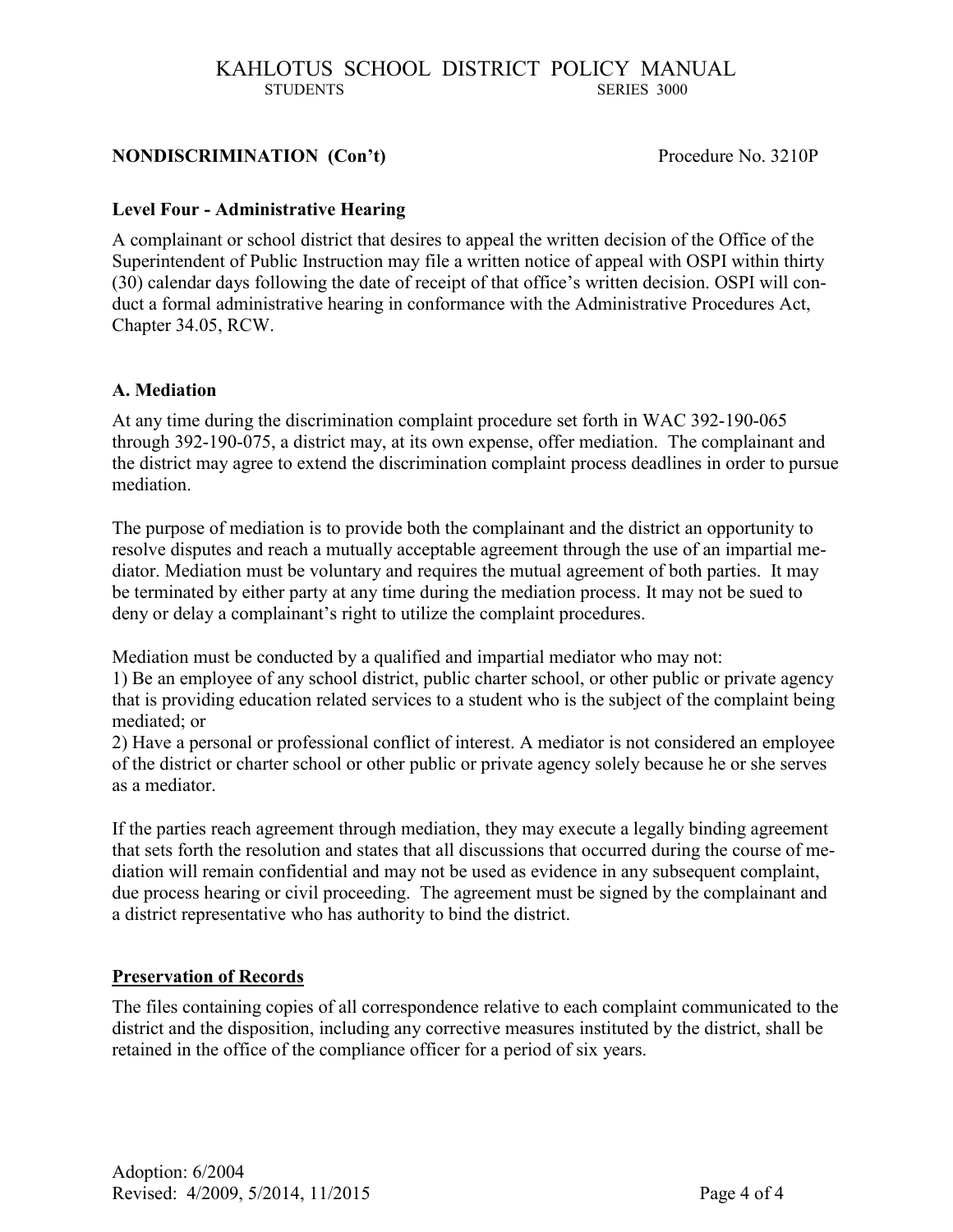## NONDISCRIMINATION (Con't)

Procedure No. 3210P

### Level Four - Administrative Hearing

A complainant or school district that desires to appeal the written decision of the Office of the Superintendent of Public Instruction may file a written notice of appeal with OSPI within thirty (30) calendar days following the date of receipt of that office's written decision. OSPI will conduct a formal administrative hearing in conformance with the Administrative Procedures Act, Chapter 34.05, RCW.

### A. Mediation

At any time during the discrimination complaint procedure set forth in WAC 392-190-065 through 392-190-075, a district may, at its own expense, offer mediation. The complainant and the district may agree to extend the discrimination complaint process deadlines in order to pursue mediation.

The purpose of mediation is to provide both the complainant and the district an opportunity to resolve disputes and reach a mutually acceptable agreement through the use of an impartial mediator. Mediation must be voluntary and requires the mutual agreement of both parties. It may be terminated by either party at any time during the mediation process. It may not be sued to deny or delay a complainant's right to utilize the complaint procedures.

Mediation must be conducted by a qualified and impartial mediator who may not:
1) Be an employee of any school district, public charter school, or other public or private agency that is providing education related services to a student who is the subject of the complaint being mediated; or
2) Have a personal or professional conflict of interest. A mediator is not considered an employee of the district or charter school or other public or private agency solely because he or she serves as a mediator.

If the parties reach agreement through mediation, they may execute a legally binding agreement that sets forth the resolution and states that all discussions that occurred during the course of mediation will remain confidential and may not be used as evidence in any subsequent complaint, due process hearing or civil proceeding. The agreement must be signed by the complainant and a district representative who has authority to bind the district.

### Preservation of Records

The files containing copies of all correspondence relative to each complaint communicated to the district and the disposition, including any corrective measures instituted by the district, shall be retained in the office of the compliance officer for a period of six years.

Adoption: 6/2004
Revised: 4/2009, 5/2014, 11/2015